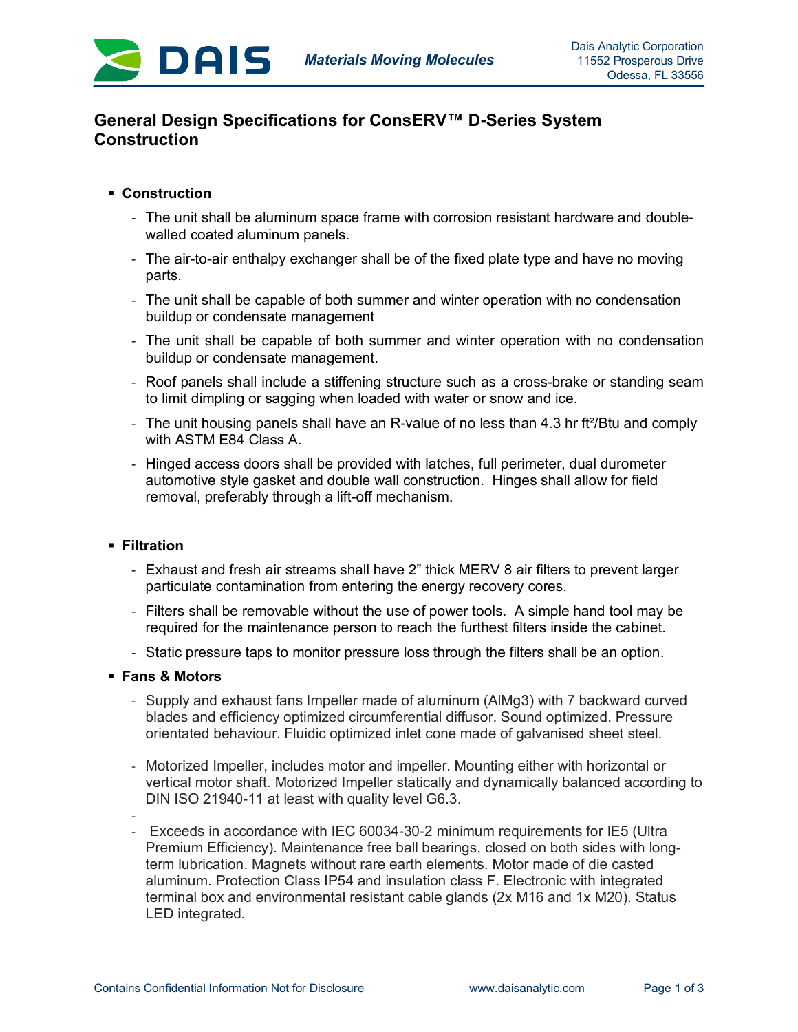# General Design Specifications for ConsERV™ D-Series System Construction

- **Construction**
  - The unit shall be aluminum space frame with corrosion resistant hardware and double-walled coated aluminum panels.
  - The air-to-air enthalpy exchanger shall be of the fixed plate type and have no moving parts.
  - The unit shall be capable of both summer and winter operation with no condensation buildup or condensate management
  - The unit shall be capable of both summer and winter operation with no condensation buildup or condensate management.
  - Roof panels shall include a stiffening structure such as a cross-brake or standing seam to limit dimpling or sagging when loaded with water or snow and ice.
  - The unit housing panels shall have an R-value of no less than 4.3 hr ft²/Btu and comply with ASTM E84 Class A.
  - Hinged access doors shall be provided with latches, full perimeter, dual durometer automotive style gasket and double wall construction. Hinges shall allow for field removal, preferably through a lift-off mechanism.

- **Filtration**
  - Exhaust and fresh air streams shall have 2" thick MERV 8 air filters to prevent larger particulate contamination from entering the energy recovery cores.
  - Filters shall be removable without the use of power tools. A simple hand tool may be required for the maintenance person to reach the furthest filters inside the cabinet.
  - Static pressure taps to monitor pressure loss through the filters shall be an option.

- **Fans & Motors**
  - Supply and exhaust fans Impeller made of aluminum (AlMg3) with 7 backward curved blades and efficiency optimized circumferential diffusor. Sound optimized. Pressure orientated behaviour. Fluidic optimized inlet cone made of galvanised sheet steel.
  - Motorized Impeller, includes motor and impeller. Mounting either with horizontal or vertical motor shaft. Motorized Impeller statically and dynamically balanced according to DIN ISO 21940-11 at least with quality level G6.3.
  - 
  - Exceeds in accordance with IEC 60034-30-2 minimum requirements for IE5 (Ultra Premium Efficiency). Maintenance free ball bearings, closed on both sides with long-term lubrication. Magnets without rare earth elements. Motor made of die casted aluminum. Protection Class IP54 and insulation class F. Electronic with integrated terminal box and environmental resistant cable glands (2x M16 and 1x M20). Status LED integrated.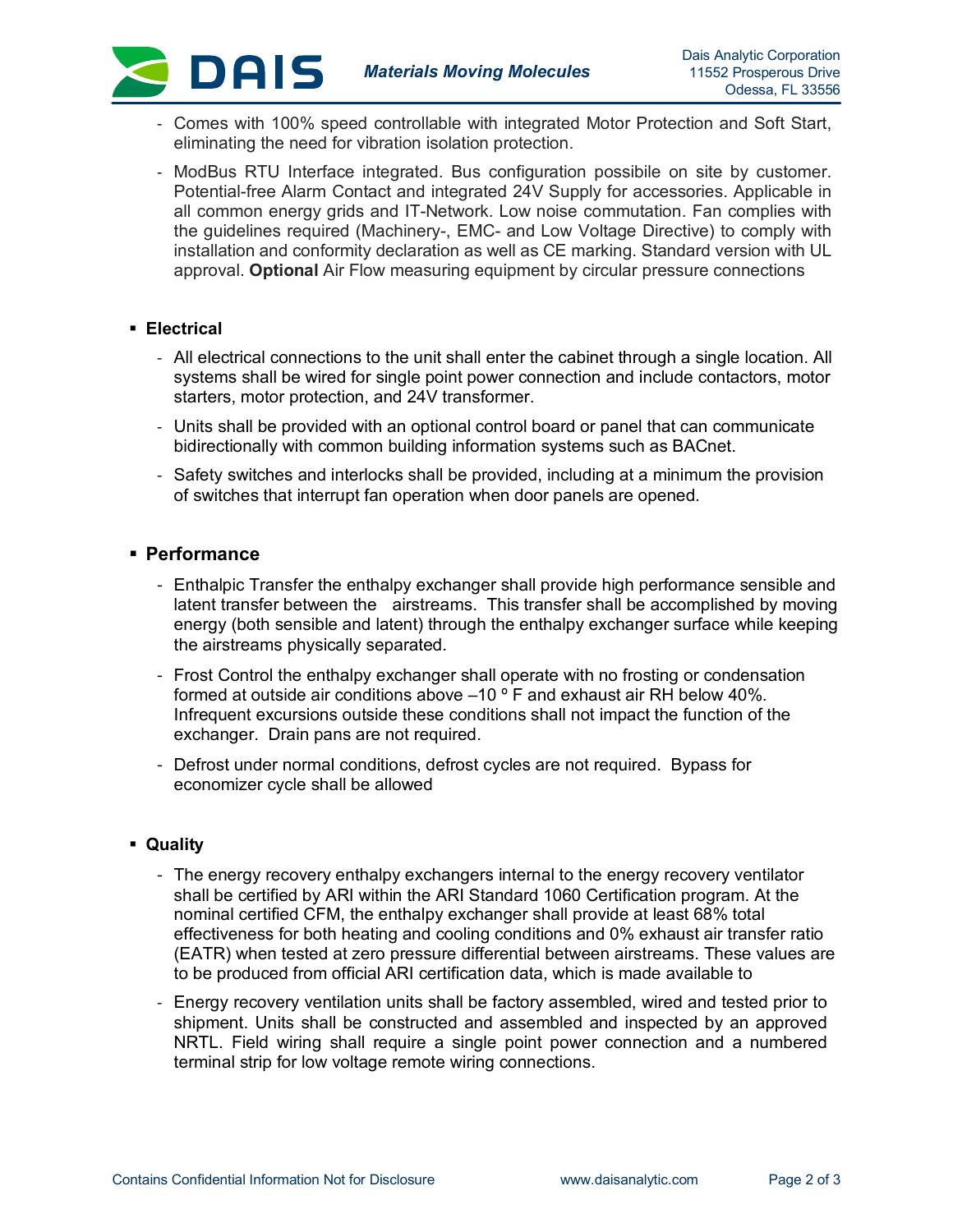- Comes with 100% speed controllable with integrated Motor Protection and Soft Start, eliminating the need for vibration isolation protection.
- ModBus RTU Interface integrated. Bus configuration possibile on site by customer. Potential-free Alarm Contact and integrated 24V Supply for accessories. Applicable in all common energy grids and IT-Network. Low noise commutation. Fan complies with the guidelines required (Machinery-, EMC- and Low Voltage Directive) to comply with installation and conformity declaration as well as CE marking. Standard version with UL approval. **Optional** Air Flow measuring equipment by circular pressure connections

- **Electrical**
  - All electrical connections to the unit shall enter the cabinet through a single location. All systems shall be wired for single point power connection and include contactors, motor starters, motor protection, and 24V transformer.
  - Units shall be provided with an optional control board or panel that can communicate bidirectionally with common building information systems such as BACnet.
  - Safety switches and interlocks shall be provided, including at a minimum the provision of switches that interrupt fan operation when door panels are opened.

- **Performance**
  - Enthalpic Transfer the enthalpy exchanger shall provide high performance sensible and latent transfer between the airstreams. This transfer shall be accomplished by moving energy (both sensible and latent) through the enthalpy exchanger surface while keeping the airstreams physically separated.
  - Frost Control the enthalpy exchanger shall operate with no frosting or condensation formed at outside air conditions above –10 º F and exhaust air RH below 40%. Infrequent excursions outside these conditions shall not impact the function of the exchanger. Drain pans are not required.
  - Defrost under normal conditions, defrost cycles are not required. Bypass for economizer cycle shall be allowed

- **Quality**
  - The energy recovery enthalpy exchangers internal to the energy recovery ventilator shall be certified by ARI within the ARI Standard 1060 Certification program. At the nominal certified CFM, the enthalpy exchanger shall provide at least 68% total effectiveness for both heating and cooling conditions and 0% exhaust air transfer ratio (EATR) when tested at zero pressure differential between airstreams. These values are to be produced from official ARI certification data, which is made available to
  - Energy recovery ventilation units shall be factory assembled, wired and tested prior to shipment. Units shall be constructed and assembled and inspected by an approved NRTL. Field wiring shall require a single point power connection and a numbered terminal strip for low voltage remote wiring connections.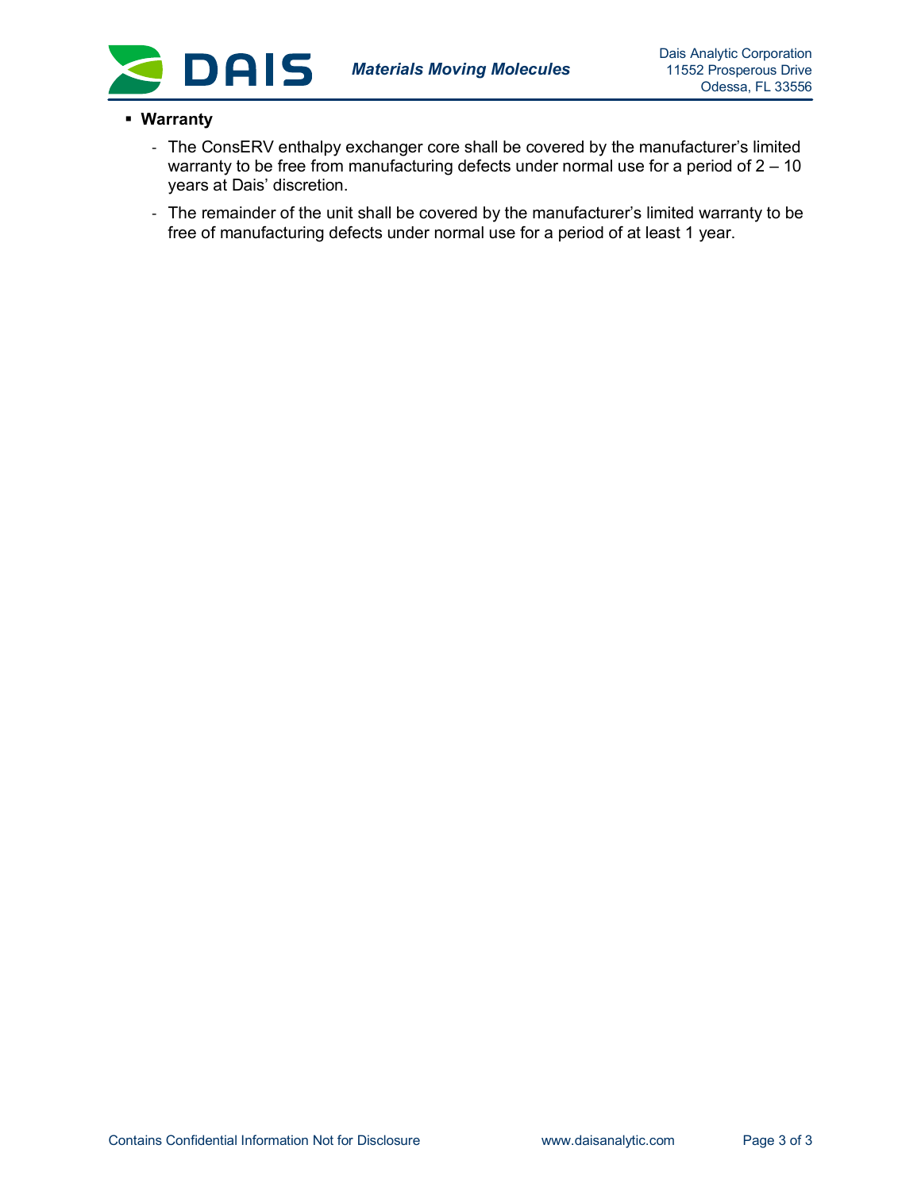- **Warranty**
  - The ConsERV enthalpy exchanger core shall be covered by the manufacturer's limited warranty to be free from manufacturing defects under normal use for a period of 2 – 10 years at Dais' discretion.
  - The remainder of the unit shall be covered by the manufacturer's limited warranty to be free of manufacturing defects under normal use for a period of at least 1 year.